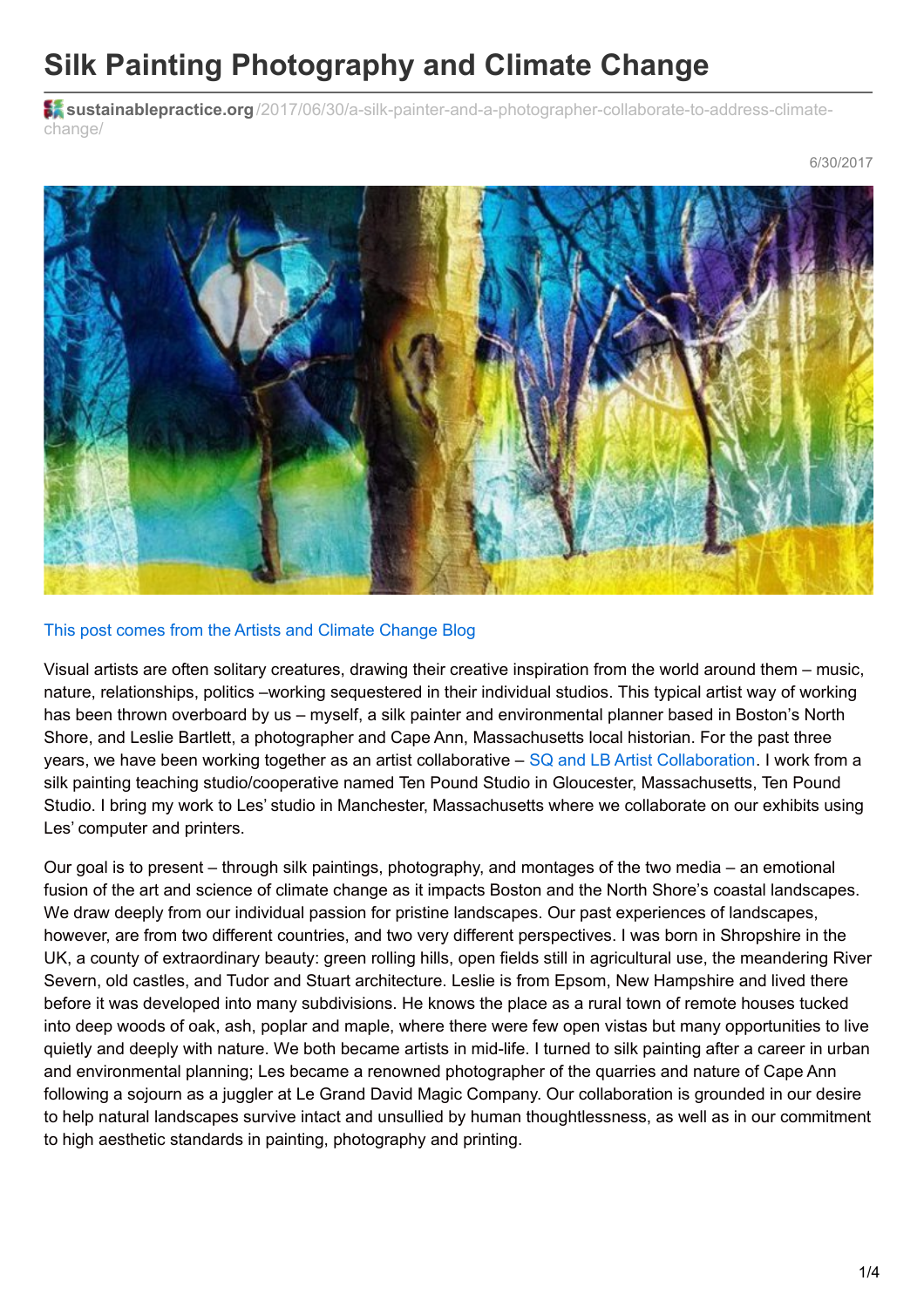# Silk Painting Photography and Climate Change

**sustainablepractice.org**/2017/06/30/a-silk-painter-and-a-photographer-collaborate-to-address-climate-change/

6/30/2017

This post comes from the Artists and Climate Change Blog

Visual artists are often solitary creatures, drawing their creative inspiration from the world around them – music, nature, relationships, politics –working sequestered in their individual studios. This typical artist way of working has been thrown overboard by us – myself, a silk painter and environmental planner based in Boston's North Shore, and Leslie Bartlett, a photographer and Cape Ann, Massachusetts local historian. For the past three years, we have been working together as an artist collaborative – SQ and LB Artist Collaboration. I work from a silk painting teaching studio/cooperative named Ten Pound Studio in Gloucester, Massachusetts, Ten Pound Studio. I bring my work to Les' studio in Manchester, Massachusetts where we collaborate on our exhibits using Les' computer and printers.

Our goal is to present – through silk paintings, photography, and montages of the two media – an emotional fusion of the art and science of climate change as it impacts Boston and the North Shore's coastal landscapes. We draw deeply from our individual passion for pristine landscapes. Our past experiences of landscapes, however, are from two different countries, and two very different perspectives. I was born in Shropshire in the UK, a county of extraordinary beauty: green rolling hills, open fields still in agricultural use, the meandering River Severn, old castles, and Tudor and Stuart architecture. Leslie is from Epsom, New Hampshire and lived there before it was developed into many subdivisions. He knows the place as a rural town of remote houses tucked into deep woods of oak, ash, poplar and maple, where there were few open vistas but many opportunities to live quietly and deeply with nature. We both became artists in mid-life. I turned to silk painting after a career in urban and environmental planning; Les became a renowned photographer of the quarries and nature of Cape Ann following a sojourn as a juggler at Le Grand David Magic Company. Our collaboration is grounded in our desire to help natural landscapes survive intact and unsullied by human thoughtlessness, as well as in our commitment to high aesthetic standards in painting, photography and printing.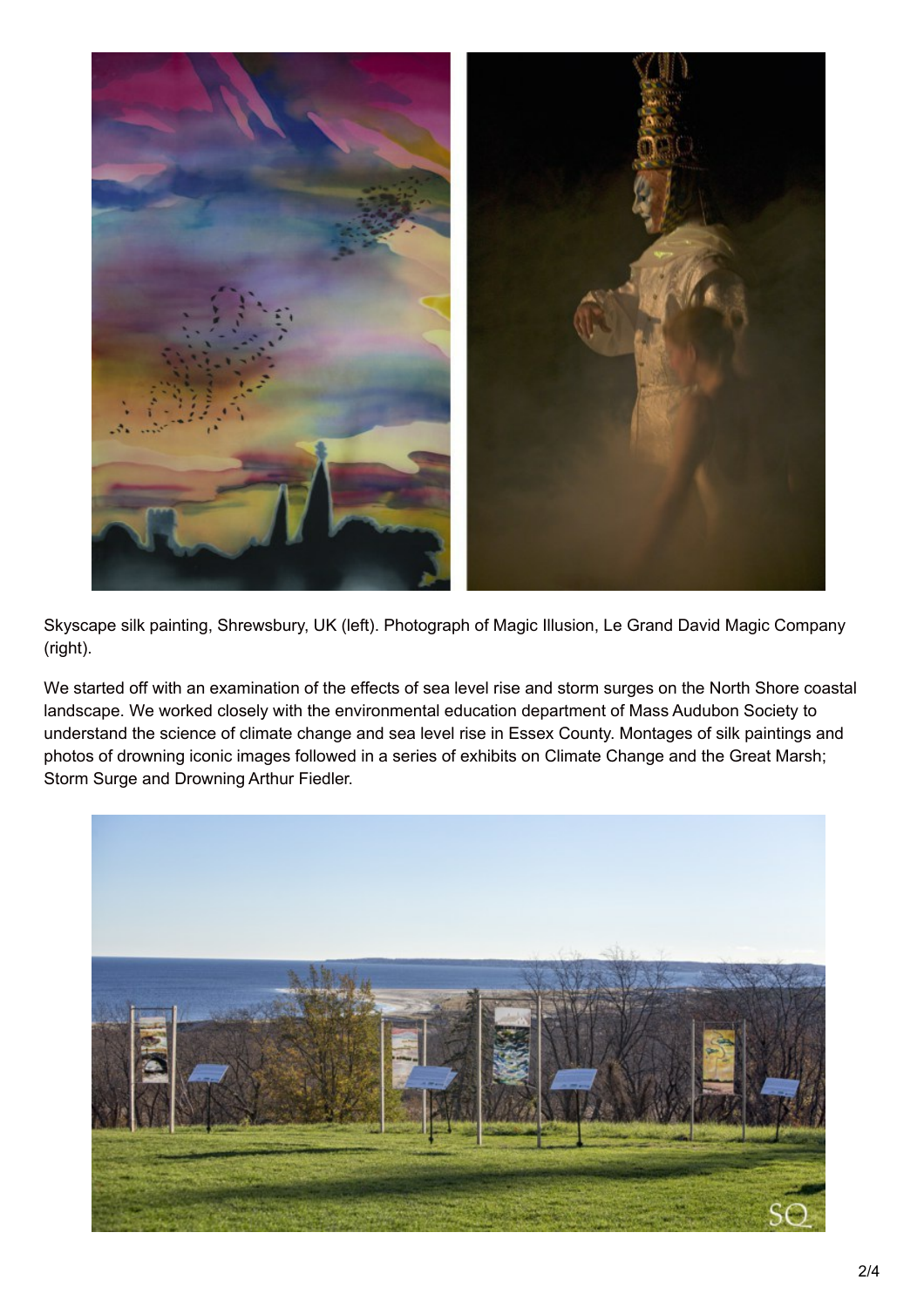Skyscape silk painting, Shrewsbury, UK (left). Photograph of Magic Illusion, Le Grand David Magic Company (right).

We started off with an examination of the effects of sea level rise and storm surges on the North Shore coastal landscape. We worked closely with the environmental education department of Mass Audubon Society to understand the science of climate change and sea level rise in Essex County. Montages of silk paintings and photos of drowning iconic images followed in a series of exhibits on Climate Change and the Great Marsh; Storm Surge and Drowning Arthur Fiedler.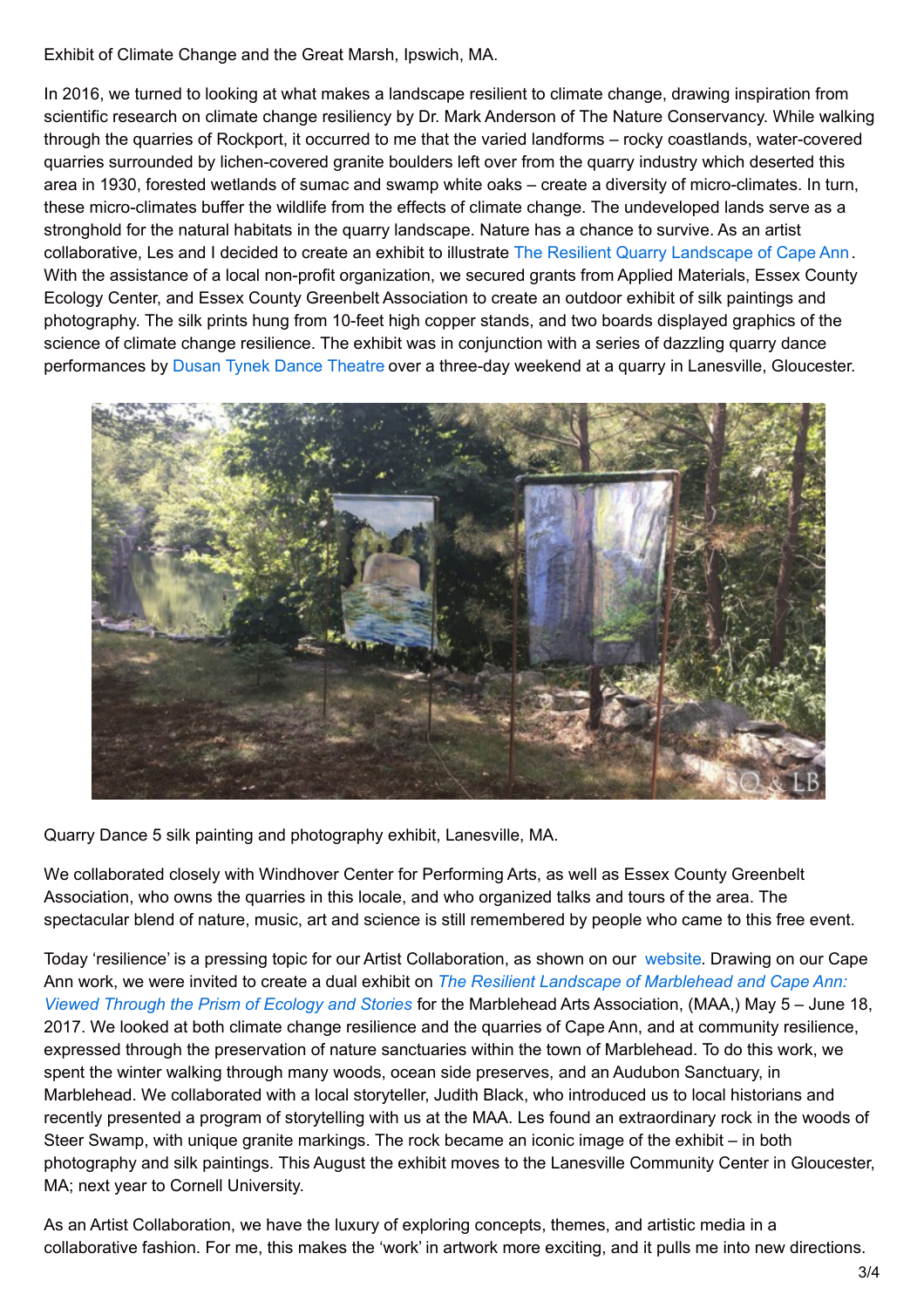Exhibit of Climate Change and the Great Marsh, Ipswich, MA.

In 2016, we turned to looking at what makes a landscape resilient to climate change, drawing inspiration from scientific research on climate change resiliency by Dr. Mark Anderson of The Nature Conservancy. While walking through the quarries of Rockport, it occurred to me that the varied landforms – rocky coastlands, water-covered quarries surrounded by lichen-covered granite boulders left over from the quarry industry which deserted this area in 1930, forested wetlands of sumac and swamp white oaks – create a diversity of micro-climates. In turn, these micro-climates buffer the wildlife from the effects of climate change. The undeveloped lands serve as a stronghold for the natural habitats in the quarry landscape. Nature has a chance to survive. As an artist collaborative, Les and I decided to create an exhibit to illustrate The Resilient Quarry Landscape of Cape Ann. With the assistance of a local non-profit organization, we secured grants from Applied Materials, Essex County Ecology Center, and Essex County Greenbelt Association to create an outdoor exhibit of silk paintings and photography. The silk prints hung from 10-feet high copper stands, and two boards displayed graphics of the science of climate change resilience. The exhibit was in conjunction with a series of dazzling quarry dance performances by Dusan Tynek Dance Theatre over a three-day weekend at a quarry in Lanesville, Gloucester.

Quarry Dance 5 silk painting and photography exhibit, Lanesville, MA.

We collaborated closely with Windhover Center for Performing Arts, as well as Essex County Greenbelt Association, who owns the quarries in this locale, and who organized talks and tours of the area. The spectacular blend of nature, music, art and science is still remembered by people who came to this free event.

Today 'resilience' is a pressing topic for our Artist Collaboration, as shown on our website. Drawing on our Cape Ann work, we were invited to create a dual exhibit on *The Resilient Landscape of Marblehead and Cape Ann: Viewed Through the Prism of Ecology and Stories* for the Marblehead Arts Association, (MAA,) May 5 – June 18, 2017. We looked at both climate change resilience and the quarries of Cape Ann, and at community resilience, expressed through the preservation of nature sanctuaries within the town of Marblehead. To do this work, we spent the winter walking through many woods, ocean side preserves, and an Audubon Sanctuary, in Marblehead. We collaborated with a local storyteller, Judith Black, who introduced us to local historians and recently presented a program of storytelling with us at the MAA. Les found an extraordinary rock in the woods of Steer Swamp, with unique granite markings. The rock became an iconic image of the exhibit – in both photography and silk paintings. This August the exhibit moves to the Lanesville Community Center in Gloucester, MA; next year to Cornell University.

As an Artist Collaboration, we have the luxury of exploring concepts, themes, and artistic media in a collaborative fashion. For me, this makes the 'work' in artwork more exciting, and it pulls me into new directions.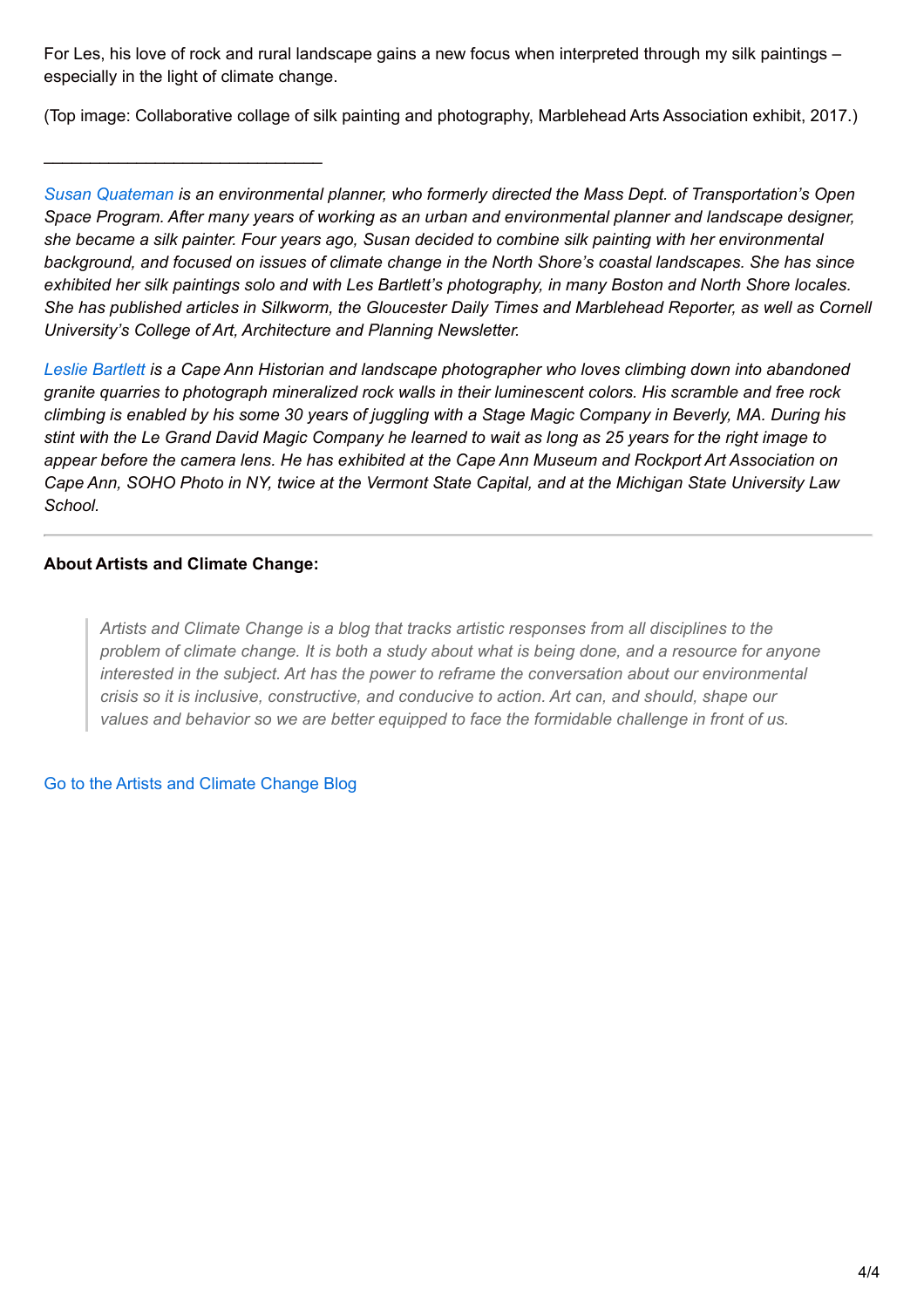For Les, his love of rock and rural landscape gains a new focus when interpreted through my silk paintings – especially in the light of climate change.

(Top image: Collaborative collage of silk painting and photography, Marblehead Arts Association exhibit, 2017.)

______________________________

*Susan Quateman is an environmental planner, who formerly directed the Mass Dept. of Transportation's Open Space Program. After many years of working as an urban and environmental planner and landscape designer, she became a silk painter. Four years ago, Susan decided to combine silk painting with her environmental background, and focused on issues of climate change in the North Shore's coastal landscapes. She has since exhibited her silk paintings solo and with Les Bartlett's photography, in many Boston and North Shore locales. She has published articles in Silkworm, the Gloucester Daily Times and Marblehead Reporter, as well as Cornell University's College of Art, Architecture and Planning Newsletter.*

*Leslie Bartlett is a Cape Ann Historian and landscape photographer who loves climbing down into abandoned granite quarries to photograph mineralized rock walls in their luminescent colors. His scramble and free rock climbing is enabled by his some 30 years of juggling with a Stage Magic Company in Beverly, MA. During his stint with the Le Grand David Magic Company he learned to wait as long as 25 years for the right image to appear before the camera lens. He has exhibited at the Cape Ann Museum and Rockport Art Association on Cape Ann, SOHO Photo in NY, twice at the Vermont State Capital, and at the Michigan State University Law School.*

---

**About Artists and Climate Change:**

> *Artists and Climate Change is a blog that tracks artistic responses from all disciplines to the problem of climate change. It is both a study about what is being done, and a resource for anyone interested in the subject. Art has the power to reframe the conversation about our environmental crisis so it is inclusive, constructive, and conducive to action. Art can, and should, shape our values and behavior so we are better equipped to face the formidable challenge in front of us.*

Go to the Artists and Climate Change Blog